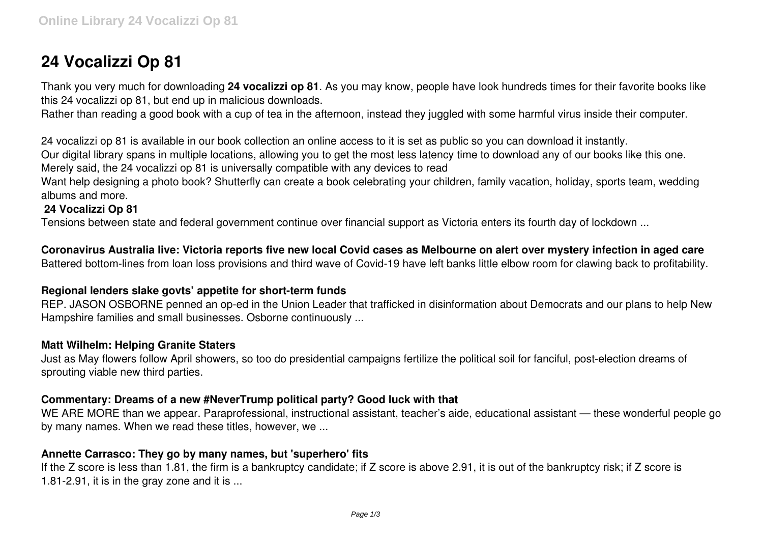# 24 Vocalizzi Op 81

Thank you very much for downloading **24 vocalizzi op 81**. As you may know, people have look hundreds times for their favorite books like this 24 vocalizzi op 81, but end up in malicious downloads.
Rather than reading a good book with a cup of tea in the afternoon, instead they juggled with some harmful virus inside their computer.

24 vocalizzi op 81 is available in our book collection an online access to it is set as public so you can download it instantly.
Our digital library spans in multiple locations, allowing you to get the most less latency time to download any of our books like this one.
Merely said, the 24 vocalizzi op 81 is universally compatible with any devices to read
Want help designing a photo book? Shutterfly can create a book celebrating your children, family vacation, holiday, sports team, wedding albums and more.

### 24 Vocalizzi Op 81

Tensions between state and federal government continue over financial support as Victoria enters its fourth day of lockdown ...

### Coronavirus Australia live: Victoria reports five new local Covid cases as Melbourne on alert over mystery infection in aged care

Battered bottom-lines from loan loss provisions and third wave of Covid-19 have left banks little elbow room for clawing back to profitability.

### Regional lenders slake govts' appetite for short-term funds

REP. JASON OSBORNE penned an op-ed in the Union Leader that trafficked in disinformation about Democrats and our plans to help New Hampshire families and small businesses. Osborne continuously ...

### Matt Wilhelm: Helping Granite Staters

Just as May flowers follow April showers, so too do presidential campaigns fertilize the political soil for fanciful, post-election dreams of sprouting viable new third parties.

### Commentary: Dreams of a new #NeverTrump political party? Good luck with that

WE ARE MORE than we appear. Paraprofessional, instructional assistant, teacher's aide, educational assistant — these wonderful people go by many names. When we read these titles, however, we ...

### Annette Carrasco: They go by many names, but 'superhero' fits

If the Z score is less than 1.81, the firm is a bankruptcy candidate; if Z score is above 2.91, it is out of the bankruptcy risk; if Z score is 1.81-2.91, it is in the gray zone and it is ...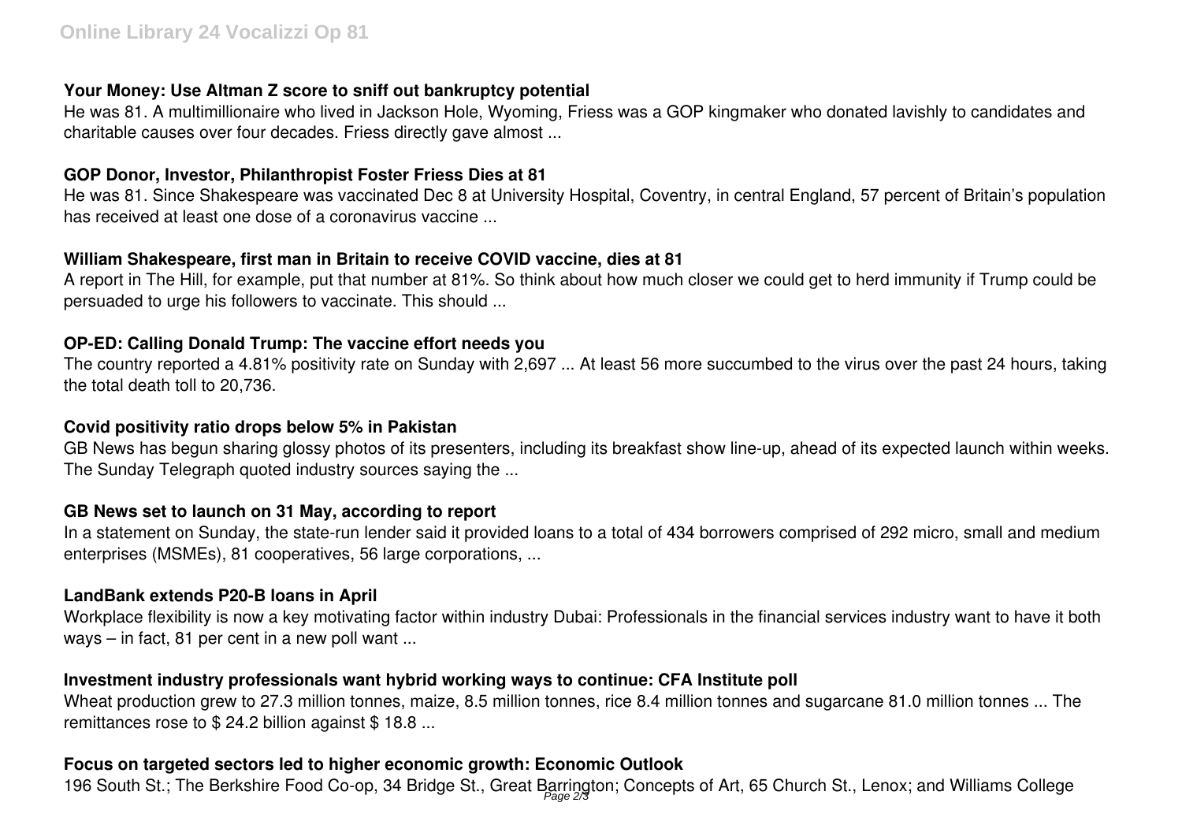### Your Money: Use Altman Z score to sniff out bankruptcy potential

He was 81. A multimillionaire who lived in Jackson Hole, Wyoming, Friess was a GOP kingmaker who donated lavishly to candidates and charitable causes over four decades. Friess directly gave almost ...

### GOP Donor, Investor, Philanthropist Foster Friess Dies at 81

He was 81. Since Shakespeare was vaccinated Dec 8 at University Hospital, Coventry, in central England, 57 percent of Britain's population has received at least one dose of a coronavirus vaccine ...

### William Shakespeare, first man in Britain to receive COVID vaccine, dies at 81

A report in The Hill, for example, put that number at 81%. So think about how much closer we could get to herd immunity if Trump could be persuaded to urge his followers to vaccinate. This should ...

### OP-ED: Calling Donald Trump: The vaccine effort needs you

The country reported a 4.81% positivity rate on Sunday with 2,697 ... At least 56 more succumbed to the virus over the past 24 hours, taking the total death toll to 20,736.

### Covid positivity ratio drops below 5% in Pakistan

GB News has begun sharing glossy photos of its presenters, including its breakfast show line-up, ahead of its expected launch within weeks. The Sunday Telegraph quoted industry sources saying the ...

### GB News set to launch on 31 May, according to report

In a statement on Sunday, the state-run lender said it provided loans to a total of 434 borrowers comprised of 292 micro, small and medium enterprises (MSMEs), 81 cooperatives, 56 large corporations, ...

### LandBank extends P20-B loans in April

Workplace flexibility is now a key motivating factor within industry Dubai: Professionals in the financial services industry want to have it both ways – in fact, 81 per cent in a new poll want ...

### Investment industry professionals want hybrid working ways to continue: CFA Institute poll

Wheat production grew to 27.3 million tonnes, maize, 8.5 million tonnes, rice 8.4 million tonnes and sugarcane 81.0 million tonnes ... The remittances rose to $ 24.2 billion against $ 18.8 ...

### Focus on targeted sectors led to higher economic growth: Economic Outlook

196 South St.; The Berkshire Food Co-op, 34 Bridge St., Great Barrington; Concepts of Art, 65 Church St., Lenox; and Williams College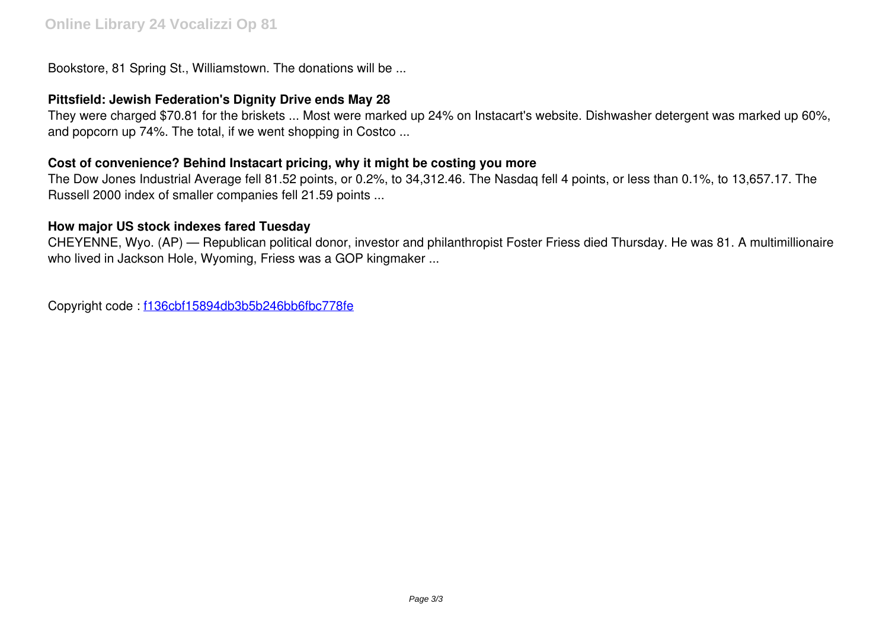Bookstore, 81 Spring St., Williamstown. The donations will be ...

**Pittsfield: Jewish Federation's Dignity Drive ends May 28**

They were charged $70.81 for the briskets ... Most were marked up 24% on Instacart's website. Dishwasher detergent was marked up 60%, and popcorn up 74%. The total, if we went shopping in Costco ...

**Cost of convenience? Behind Instacart pricing, why it might be costing you more**

The Dow Jones Industrial Average fell 81.52 points, or 0.2%, to 34,312.46. The Nasdaq fell 4 points, or less than 0.1%, to 13,657.17. The Russell 2000 index of smaller companies fell 21.59 points ...

**How major US stock indexes fared Tuesday**

CHEYENNE, Wyo. (AP) — Republican political donor, investor and philanthropist Foster Friess died Thursday. He was 81. A multimillionaire who lived in Jackson Hole, Wyoming, Friess was a GOP kingmaker ...

Copyright code : f136cbf15894db3b5b246bb6fbc778fe